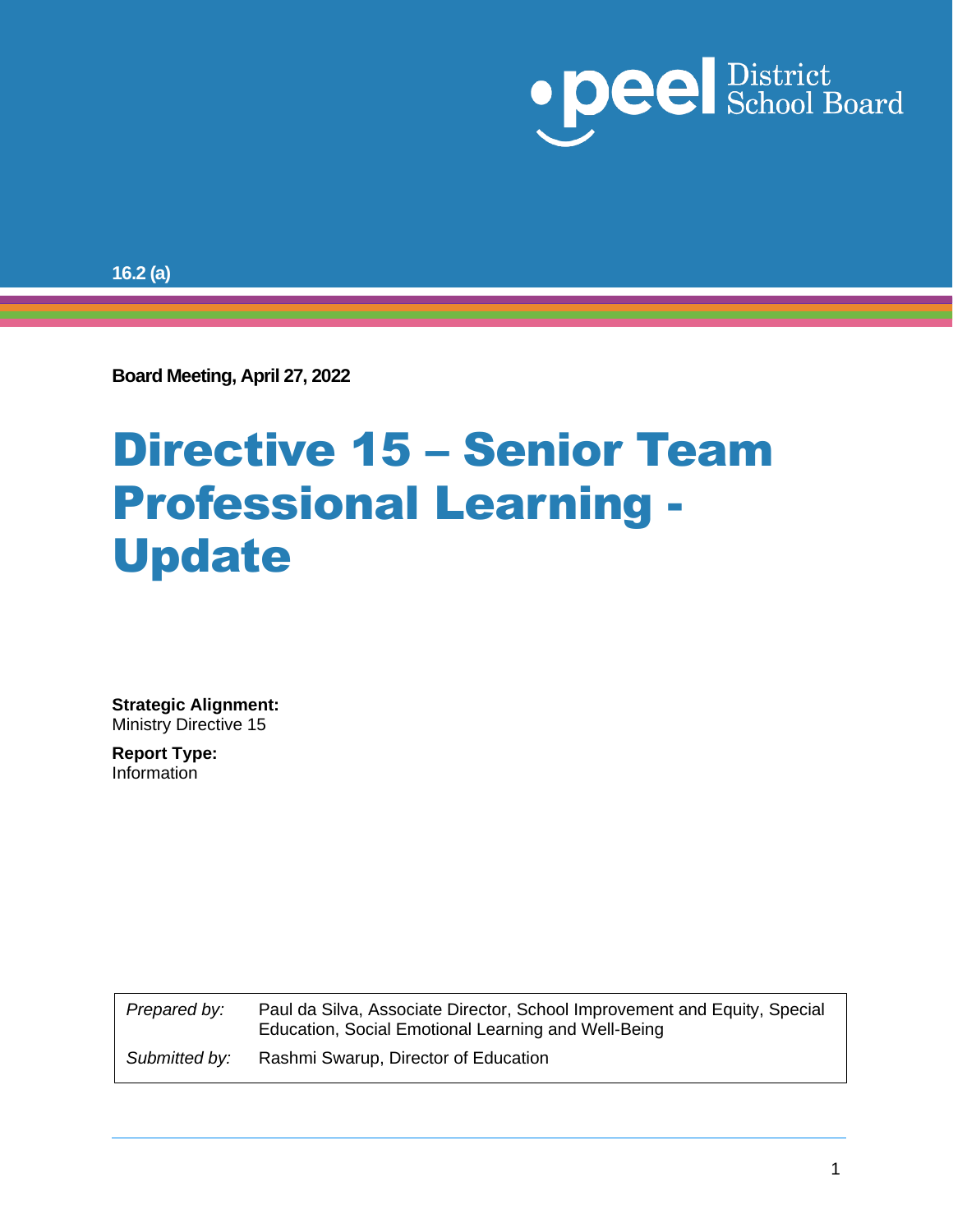16.2 (a)

**Board Meeting, April 27, 2022**

# Directive 15 – Senior Team Professional Learning - Update

**Strategic Alignment:**
Ministry Directive 15

**Report Type:**
Information

| | |
|---|---|
| *Prepared by:* | Paul da Silva, Associate Director, School Improvement and Equity, Special Education, Social Emotional Learning and Well-Being |
| *Submitted by:* | Rashmi Swarup, Director of Education |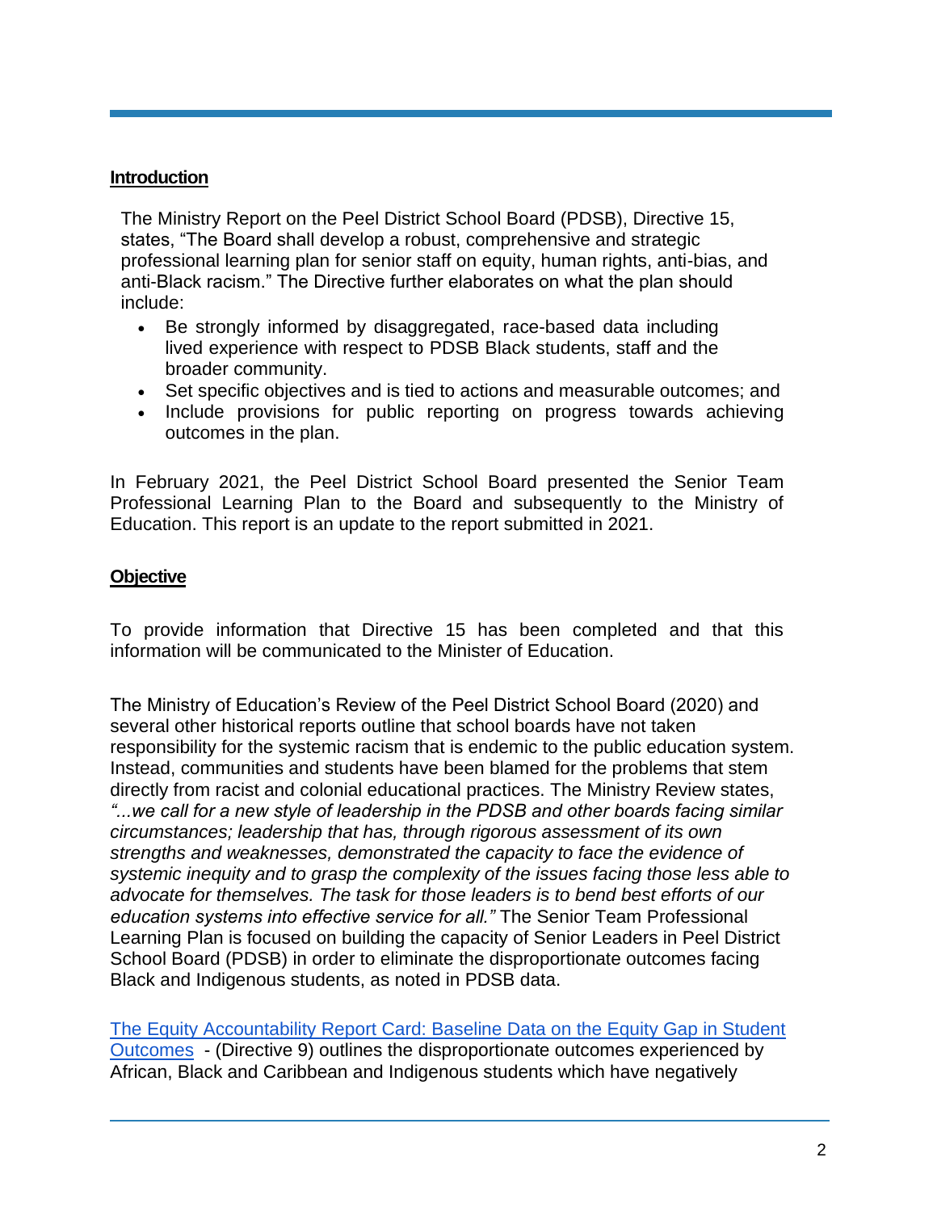## Introduction

The Ministry Report on the Peel District School Board (PDSB), Directive 15, states, "The Board shall develop a robust, comprehensive and strategic professional learning plan for senior staff on equity, human rights, anti-bias, and anti-Black racism." The Directive further elaborates on what the plan should include:

- Be strongly informed by disaggregated, race-based data including lived experience with respect to PDSB Black students, staff and the broader community.
- Set specific objectives and is tied to actions and measurable outcomes; and
- Include provisions for public reporting on progress towards achieving outcomes in the plan.

In February 2021, the Peel District School Board presented the Senior Team Professional Learning Plan to the Board and subsequently to the Ministry of Education. This report is an update to the report submitted in 2021.

## Objective

To provide information that Directive 15 has been completed and that this information will be communicated to the Minister of Education.

The Ministry of Education's Review of the Peel District School Board (2020) and several other historical reports outline that school boards have not taken responsibility for the systemic racism that is endemic to the public education system. Instead, communities and students have been blamed for the problems that stem directly from racist and colonial educational practices. The Ministry Review states, *"...we call for a new style of leadership in the PDSB and other boards facing similar circumstances; leadership that has, through rigorous assessment of its own strengths and weaknesses, demonstrated the capacity to face the evidence of systemic inequity and to grasp the complexity of the issues facing those less able to advocate for themselves. The task for those leaders is to bend best efforts of our education systems into effective service for all."* The Senior Team Professional Learning Plan is focused on building the capacity of Senior Leaders in Peel District School Board (PDSB) in order to eliminate the disproportionate outcomes facing Black and Indigenous students, as noted in PDSB data.

[The Equity Accountability Report Card: Baseline Data on the Equity Gap in Student Outcomes]() - (Directive 9) outlines the disproportionate outcomes experienced by African, Black and Caribbean and Indigenous students which have negatively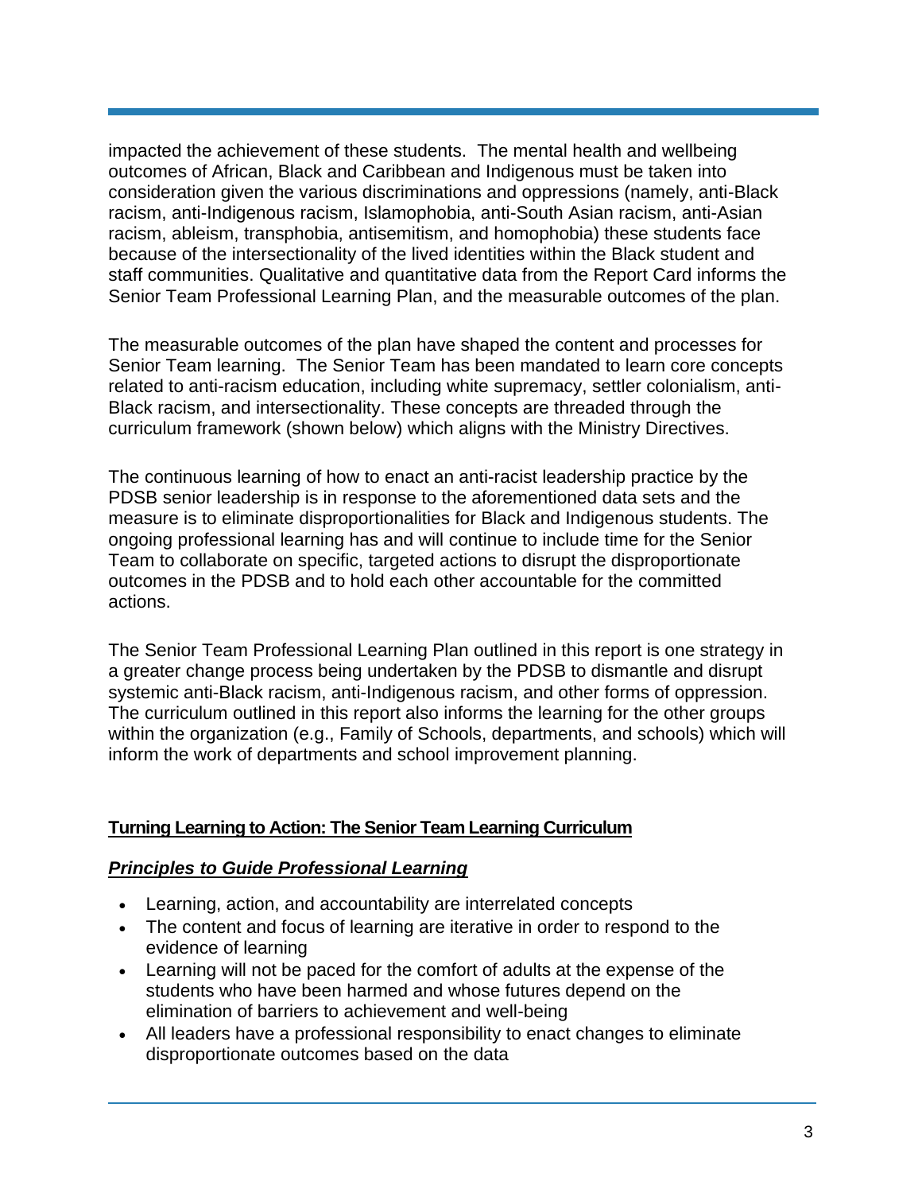impacted the achievement of these students. The mental health and wellbeing outcomes of African, Black and Caribbean and Indigenous must be taken into consideration given the various discriminations and oppressions (namely, anti-Black racism, anti-Indigenous racism, Islamophobia, anti-South Asian racism, anti-Asian racism, ableism, transphobia, antisemitism, and homophobia) these students face because of the intersectionality of the lived identities within the Black student and staff communities. Qualitative and quantitative data from the Report Card informs the Senior Team Professional Learning Plan, and the measurable outcomes of the plan.

The measurable outcomes of the plan have shaped the content and processes for Senior Team learning. The Senior Team has been mandated to learn core concepts related to anti-racism education, including white supremacy, settler colonialism, anti-Black racism, and intersectionality. These concepts are threaded through the curriculum framework (shown below) which aligns with the Ministry Directives.

The continuous learning of how to enact an anti-racist leadership practice by the PDSB senior leadership is in response to the aforementioned data sets and the measure is to eliminate disproportionalities for Black and Indigenous students. The ongoing professional learning has and will continue to include time for the Senior Team to collaborate on specific, targeted actions to disrupt the disproportionate outcomes in the PDSB and to hold each other accountable for the committed actions.

The Senior Team Professional Learning Plan outlined in this report is one strategy in a greater change process being undertaken by the PDSB to dismantle and disrupt systemic anti-Black racism, anti-Indigenous racism, and other forms of oppression. The curriculum outlined in this report also informs the learning for the other groups within the organization (e.g., Family of Schools, departments, and schools) which will inform the work of departments and school improvement planning.

## Turning Learning to Action: The Senior Team Learning Curriculum

### *Principles to Guide Professional Learning*

- Learning, action, and accountability are interrelated concepts
- The content and focus of learning are iterative in order to respond to the evidence of learning
- Learning will not be paced for the comfort of adults at the expense of the students who have been harmed and whose futures depend on the elimination of barriers to achievement and well-being
- All leaders have a professional responsibility to enact changes to eliminate disproportionate outcomes based on the data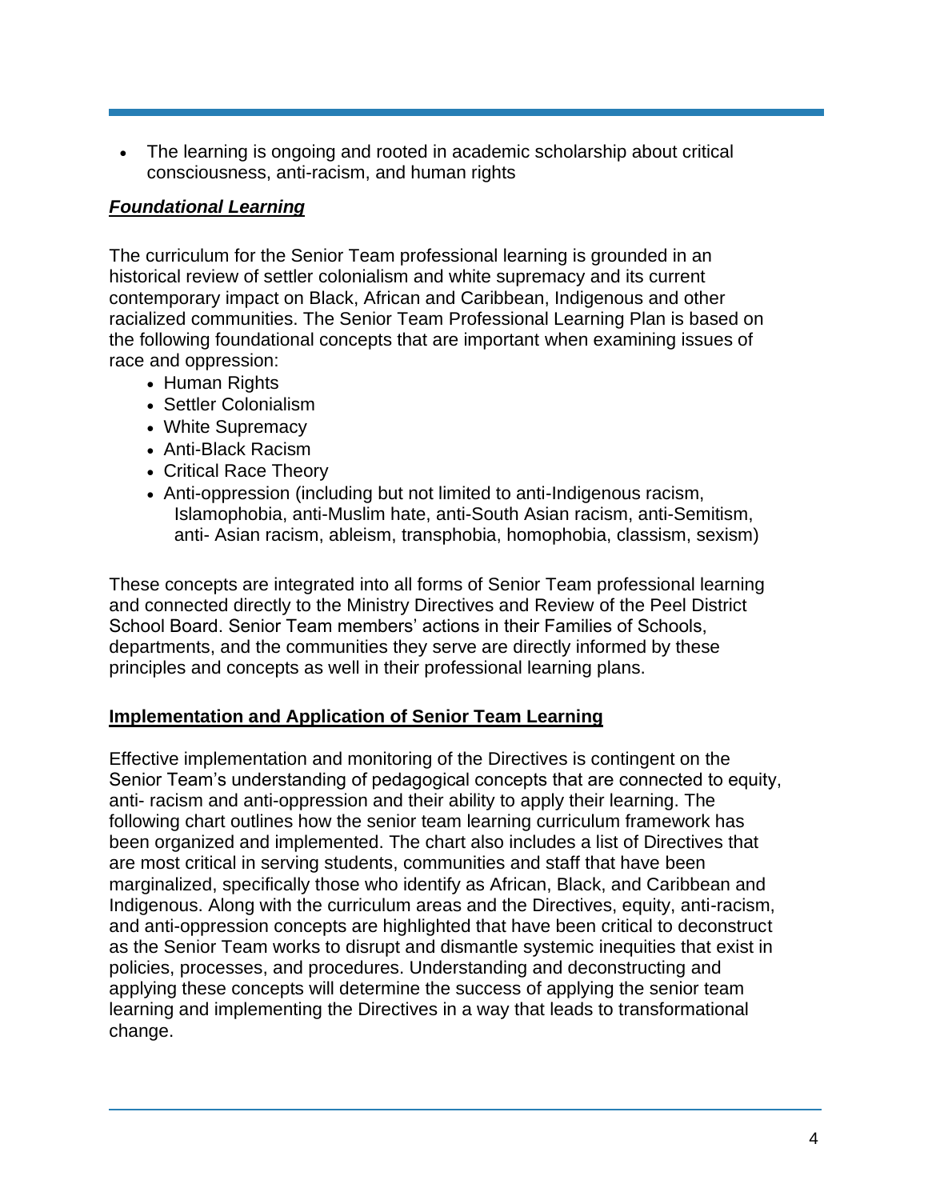- The learning is ongoing and rooted in academic scholarship about critical consciousness, anti-racism, and human rights

***Foundational Learning***

The curriculum for the Senior Team professional learning is grounded in an historical review of settler colonialism and white supremacy and its current contemporary impact on Black, African and Caribbean, Indigenous and other racialized communities. The Senior Team Professional Learning Plan is based on the following foundational concepts that are important when examining issues of race and oppression:

- Human Rights
- Settler Colonialism
- White Supremacy
- Anti-Black Racism
- Critical Race Theory
- Anti-oppression (including but not limited to anti-Indigenous racism, Islamophobia, anti-Muslim hate, anti-South Asian racism, anti-Semitism, anti- Asian racism, ableism, transphobia, homophobia, classism, sexism)

These concepts are integrated into all forms of Senior Team professional learning and connected directly to the Ministry Directives and Review of the Peel District School Board. Senior Team members' actions in their Families of Schools, departments, and the communities they serve are directly informed by these principles and concepts as well in their professional learning plans.

**Implementation and Application of Senior Team Learning**

Effective implementation and monitoring of the Directives is contingent on the Senior Team's understanding of pedagogical concepts that are connected to equity, anti- racism and anti-oppression and their ability to apply their learning. The following chart outlines how the senior team learning curriculum framework has been organized and implemented. The chart also includes a list of Directives that are most critical in serving students, communities and staff that have been marginalized, specifically those who identify as African, Black, and Caribbean and Indigenous. Along with the curriculum areas and the Directives, equity, anti-racism, and anti-oppression concepts are highlighted that have been critical to deconstruct as the Senior Team works to disrupt and dismantle systemic inequities that exist in policies, processes, and procedures. Understanding and deconstructing and applying these concepts will determine the success of applying the senior team learning and implementing the Directives in a way that leads to transformational change.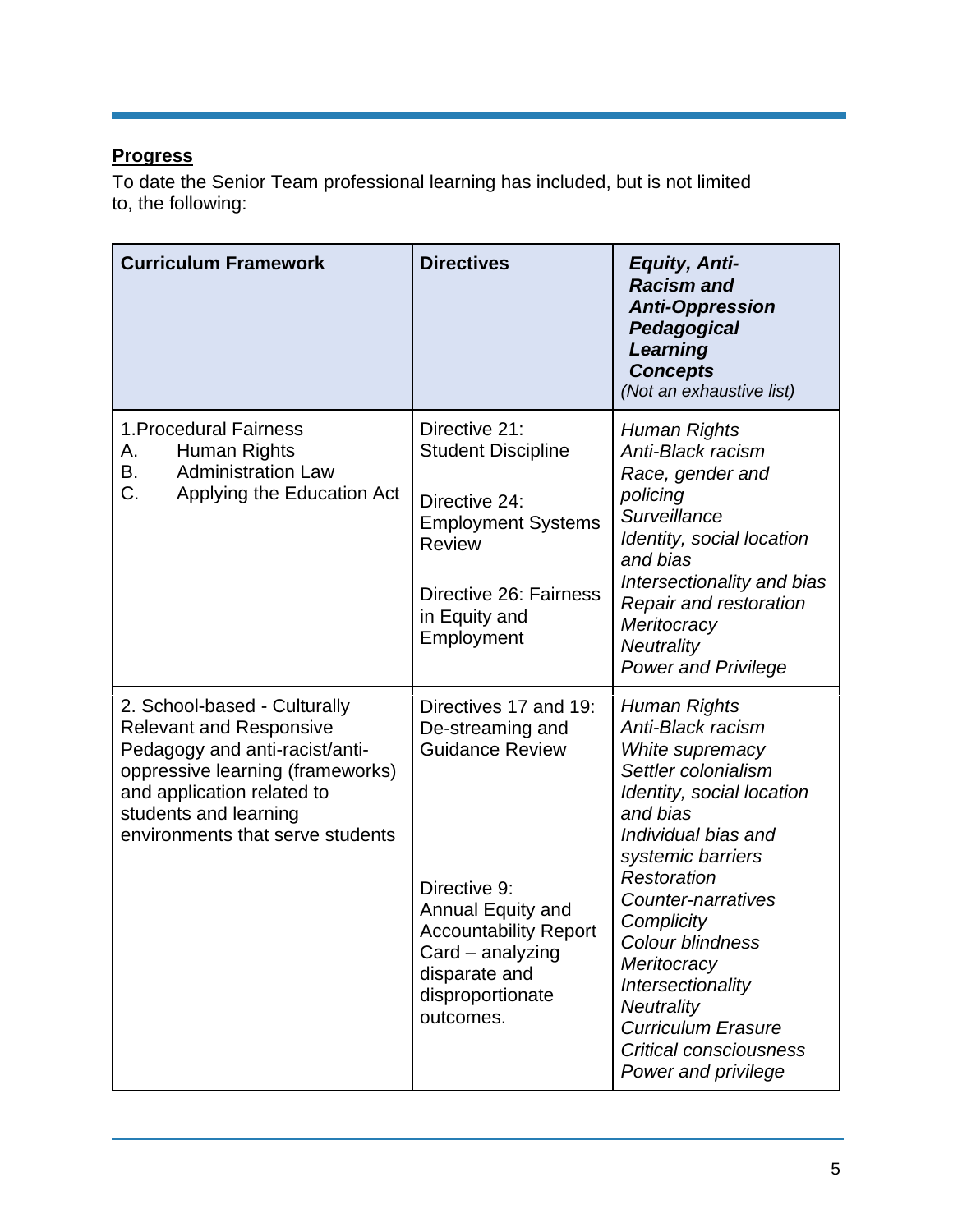**Progress**

To date the Senior Team professional learning has included, but is not limited to, the following:

| Curriculum Framework | Directives | ***Equity, Anti-Racism and Anti-Oppression Pedagogical Learning Concepts*** *(Not an exhaustive list)* |
|---|---|---|
| 1.Procedural Fairness<br>A. Human Rights<br>B. Administration Law<br>C. Applying the Education Act | Directive 21: Student Discipline<br><br>Directive 24: Employment Systems Review<br><br>Directive 26: Fairness in Equity and Employment | *Human Rights*<br>*Anti-Black racism*<br>*Race, gender and policing*<br>*Surveillance*<br>*Identity, social location and bias*<br>*Intersectionality and bias*<br>*Repair and restoration*<br>*Meritocracy*<br>*Neutrality*<br>*Power and Privilege* |
| 2. School-based - Culturally Relevant and Responsive Pedagogy and anti-racist/anti-oppressive learning (frameworks) and application related to students and learning environments that serve students | Directives 17 and 19: De-streaming and Guidance Review<br><br>Directive 9: Annual Equity and Accountability Report Card – analyzing disparate and disproportionate outcomes. | *Human Rights*<br>*Anti-Black racism*<br>*White supremacy*<br>*Settler colonialism*<br>*Identity, social location and bias*<br>*Individual bias and systemic barriers*<br>*Restoration*<br>*Counter-narratives*<br>*Complicity*<br>*Colour blindness*<br>*Meritocracy*<br>*Intersectionality*<br>*Neutrality*<br>*Curriculum Erasure*<br>*Critical consciousness*<br>*Power and privilege* |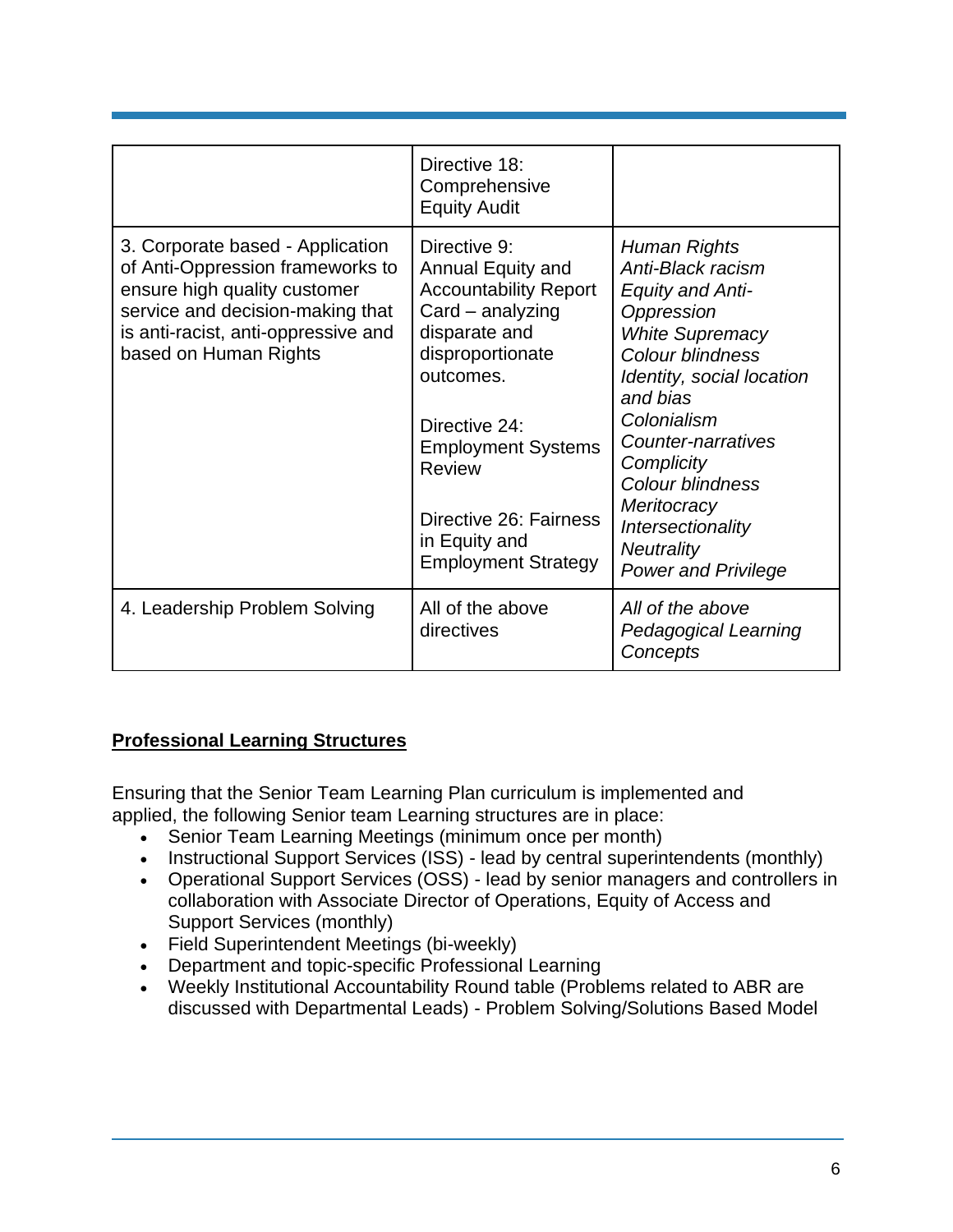| | | |
|---|---|---|
| | Directive 18: Comprehensive Equity Audit | |
| 3. Corporate based - Application of Anti-Oppression frameworks to ensure high quality customer service and decision-making that is anti-racist, anti-oppressive and based on Human Rights | Directive 9: Annual Equity and Accountability Report Card – analyzing disparate and disproportionate outcomes.<br><br>Directive 24: Employment Systems Review<br><br>Directive 26: Fairness in Equity and Employment Strategy | *Human Rights*<br>*Anti-Black racism*<br>*Equity and Anti-Oppression*<br>*White Supremacy*<br>*Colour blindness*<br>*Identity, social location and bias*<br>*Colonialism*<br>*Counter-narratives*<br>*Complicity*<br>*Colour blindness*<br>*Meritocracy*<br>*Intersectionality*<br>*Neutrality*<br>*Power and Privilege* |
| 4. Leadership Problem Solving | All of the above directives | *All of the above Pedagogical Learning Concepts* |

**<u>Professional Learning Structures</u>**

Ensuring that the Senior Team Learning Plan curriculum is implemented and applied, the following Senior team Learning structures are in place:

- Senior Team Learning Meetings (minimum once per month)
- Instructional Support Services (ISS) - lead by central superintendents (monthly)
- Operational Support Services (OSS) - lead by senior managers and controllers in collaboration with Associate Director of Operations, Equity of Access and Support Services (monthly)
- Field Superintendent Meetings (bi-weekly)
- Department and topic-specific Professional Learning
- Weekly Institutional Accountability Round table (Problems related to ABR are discussed with Departmental Leads) - Problem Solving/Solutions Based Model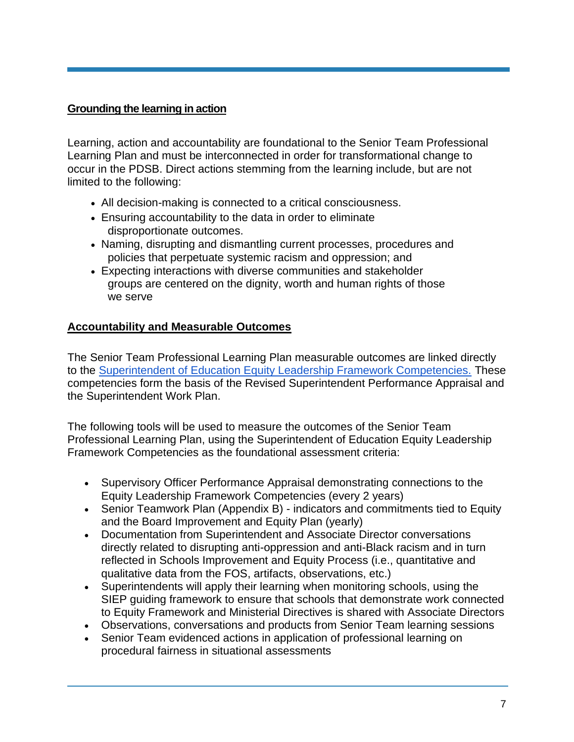## Grounding the learning in action

Learning, action and accountability are foundational to the Senior Team Professional Learning Plan and must be interconnected in order for transformational change to occur in the PDSB. Direct actions stemming from the learning include, but are not limited to the following:

- All decision-making is connected to a critical consciousness.
- Ensuring accountability to the data in order to eliminate disproportionate outcomes.
- Naming, disrupting and dismantling current processes, procedures and policies that perpetuate systemic racism and oppression; and
- Expecting interactions with diverse communities and stakeholder groups are centered on the dignity, worth and human rights of those we serve

## Accountability and Measurable Outcomes

The Senior Team Professional Learning Plan measurable outcomes are linked directly to the Superintendent of Education Equity Leadership Framework Competencies. These competencies form the basis of the Revised Superintendent Performance Appraisal and the Superintendent Work Plan.

The following tools will be used to measure the outcomes of the Senior Team Professional Learning Plan, using the Superintendent of Education Equity Leadership Framework Competencies as the foundational assessment criteria:

- Supervisory Officer Performance Appraisal demonstrating connections to the Equity Leadership Framework Competencies (every 2 years)
- Senior Teamwork Plan (Appendix B) - indicators and commitments tied to Equity and the Board Improvement and Equity Plan (yearly)
- Documentation from Superintendent and Associate Director conversations directly related to disrupting anti-oppression and anti-Black racism and in turn reflected in Schools Improvement and Equity Process (i.e., quantitative and qualitative data from the FOS, artifacts, observations, etc.)
- Superintendents will apply their learning when monitoring schools, using the SIEP guiding framework to ensure that schools that demonstrate work connected to Equity Framework and Ministerial Directives is shared with Associate Directors
- Observations, conversations and products from Senior Team learning sessions
- Senior Team evidenced actions in application of professional learning on procedural fairness in situational assessments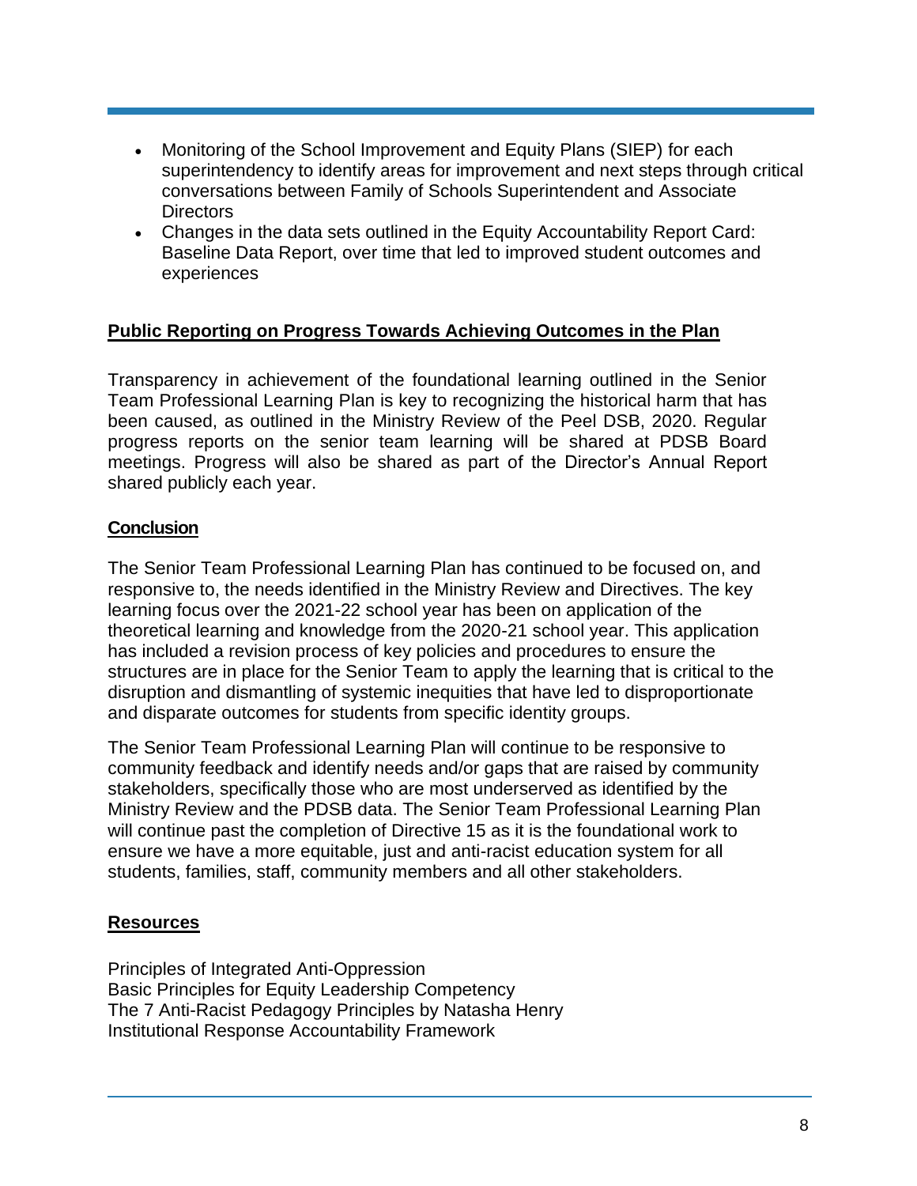- Monitoring of the School Improvement and Equity Plans (SIEP) for each superintendency to identify areas for improvement and next steps through critical conversations between Family of Schools Superintendent and Associate Directors
- Changes in the data sets outlined in the Equity Accountability Report Card: Baseline Data Report, over time that led to improved student outcomes and experiences

## Public Reporting on Progress Towards Achieving Outcomes in the Plan

Transparency in achievement of the foundational learning outlined in the Senior Team Professional Learning Plan is key to recognizing the historical harm that has been caused, as outlined in the Ministry Review of the Peel DSB, 2020. Regular progress reports on the senior team learning will be shared at PDSB Board meetings. Progress will also be shared as part of the Director's Annual Report shared publicly each year.

## Conclusion

The Senior Team Professional Learning Plan has continued to be focused on, and responsive to, the needs identified in the Ministry Review and Directives. The key learning focus over the 2021-22 school year has been on application of the theoretical learning and knowledge from the 2020-21 school year. This application has included a revision process of key policies and procedures to ensure the structures are in place for the Senior Team to apply the learning that is critical to the disruption and dismantling of systemic inequities that have led to disproportionate and disparate outcomes for students from specific identity groups.

The Senior Team Professional Learning Plan will continue to be responsive to community feedback and identify needs and/or gaps that are raised by community stakeholders, specifically those who are most underserved as identified by the Ministry Review and the PDSB data. The Senior Team Professional Learning Plan will continue past the completion of Directive 15 as it is the foundational work to ensure we have a more equitable, just and anti-racist education system for all students, families, staff, community members and all other stakeholders.

## Resources

Principles of Integrated Anti-Oppression
Basic Principles for Equity Leadership Competency
The 7 Anti-Racist Pedagogy Principles by Natasha Henry
Institutional Response Accountability Framework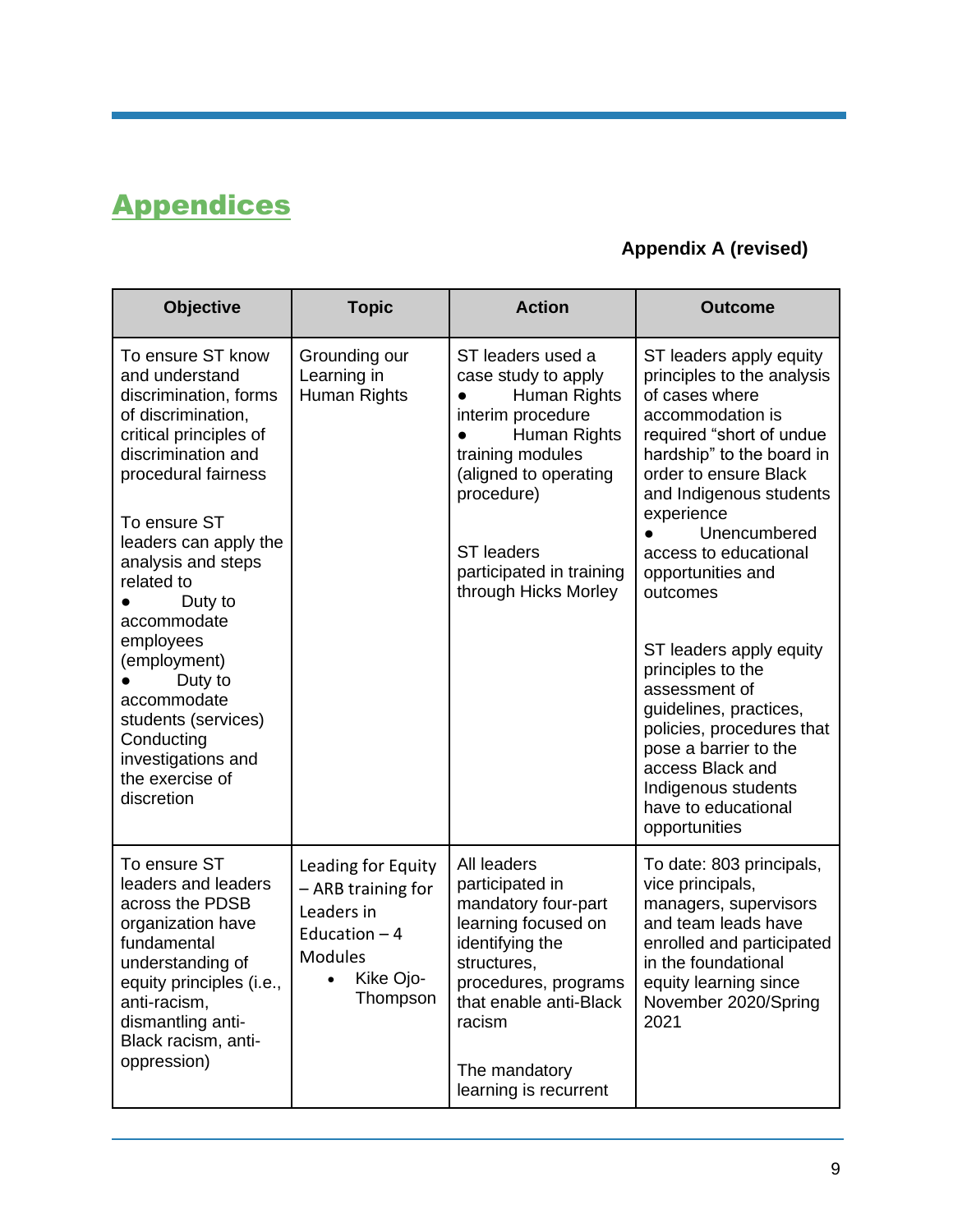# Appendices

**Appendix A (revised)**

| Objective | Topic | Action | Outcome |
|---|---|---|---|
| To ensure ST know and understand discrimination, forms of discrimination, critical principles of discrimination and procedural fairness<br><br>To ensure ST leaders can apply the analysis and steps related to<br>● Duty to accommodate employees (employment)<br>● Duty to accommodate students (services)<br>Conducting investigations and the exercise of discretion | Grounding our Learning in Human Rights | ST leaders used a case study to apply<br>● Human Rights interim procedure<br>● Human Rights training modules (aligned to operating procedure)<br><br>ST leaders participated in training through Hicks Morley | ST leaders apply equity principles to the analysis of cases where accommodation is required "short of undue hardship" to the board in order to ensure Black and Indigenous students experience<br>● Unencumbered access to educational opportunities and outcomes<br><br>ST leaders apply equity principles to the assessment of guidelines, practices, policies, procedures that pose a barrier to the access Black and Indigenous students have to educational opportunities |
| To ensure ST leaders and leaders across the PDSB organization have fundamental understanding of equity principles (i.e., anti-racism, dismantling anti-Black racism, anti-oppression) | Leading for Equity – ARB training for Leaders in Education – 4 Modules<br>• Kike Ojo-Thompson | All leaders participated in mandatory four-part learning focused on identifying the structures, procedures, programs that enable anti-Black racism<br><br>The mandatory learning is recurrent | To date: 803 principals, vice principals, managers, supervisors and team leads have enrolled and participated in the foundational equity learning since November 2020/Spring 2021 |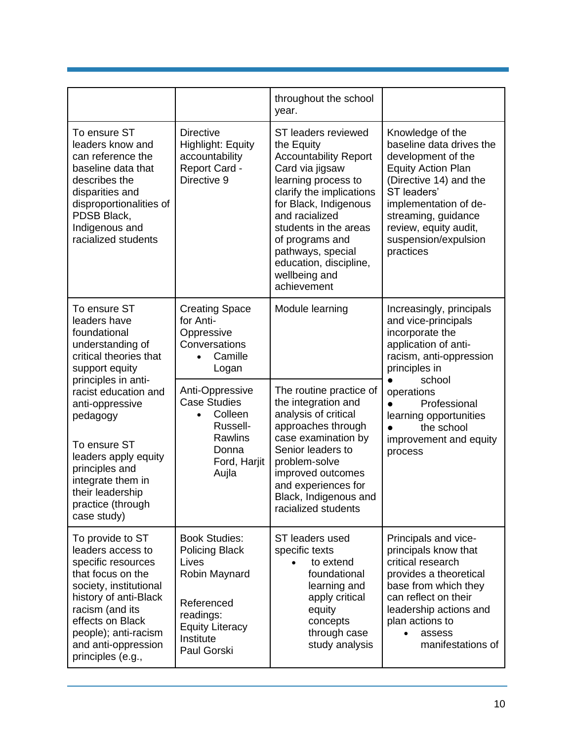| | | | |
|---|---|---|---|
| | | throughout the school year. | |
| To ensure ST leaders know and can reference the baseline data that describes the disparities and disproportionalities of PDSB Black, Indigenous and racialized students | Directive Highlight: Equity accountability Report Card - Directive 9 | ST leaders reviewed the Equity Accountability Report Card via jigsaw learning process to clarify the implications for Black, Indigenous and racialized students in the areas of programs and pathways, special education, discipline, wellbeing and achievement | Knowledge of the baseline data drives the development of the Equity Action Plan (Directive 14) and the ST leaders' implementation of de-streaming, guidance review, equity audit, suspension/expulsion practices |
| To ensure ST leaders have foundational understanding of critical theories that support equity principles in anti-racist education and anti-oppressive pedagogy<br><br>To ensure ST leaders apply equity principles and integrate them in their leadership practice (through case study) | Creating Space for Anti-Oppressive Conversations<br>• Camille Logan | Module learning | Increasingly, principals and vice-principals incorporate the application of anti-racism, anti-oppression principles in<br>● school operations<br>● Professional learning opportunities<br>● the school improvement and equity process |
| | Anti-Oppressive Case Studies<br>• Colleen Russell-Rawlins Donna Ford, Harjit Aujla | The routine practice of the integration and analysis of critical approaches through case examination by Senior leaders to problem-solve improved outcomes and experiences for Black, Indigenous and racialized students | |
| To provide to ST leaders access to specific resources that focus on the society, institutional history of anti-Black racism (and its effects on Black people); anti-racism and anti-oppression principles (e.g., | Book Studies: Policing Black Lives<br>Robin Maynard<br><br>Referenced readings:<br>Equity Literacy Institute<br>Paul Gorski | ST leaders used specific texts<br>• to extend foundational learning and apply critical equity concepts through case study analysis | Principals and vice-principals know that critical research provides a theoretical base from which they can reflect on their leadership actions and plan actions to<br>• assess manifestations of |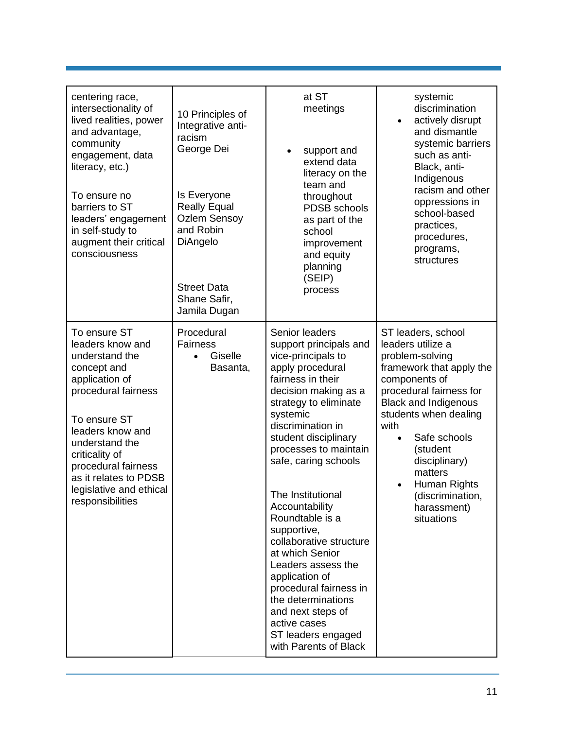| | | | |
|---|---|---|---|
| centering race, intersectionality of lived realities, power and advantage, community engagement, data literacy, etc.)<br><br>To ensure no barriers to ST leaders' engagement in self-study to augment their critical consciousness | 10 Principles of Integrative anti-racism George Dei<br><br>Is Everyone Really Equal Ozlem Sensoy and Robin DiAngelo<br><br>Street Data Shane Safir, Jamila Dugan | at ST meetings<br><br>• support and extend data literacy on the team and throughout PDSB schools as part of the school improvement and equity planning (SEIP) process | systemic discrimination<br>• actively disrupt and dismantle systemic barriers such as anti-Black, anti-Indigenous racism and other oppressions in school-based practices, procedures, programs, structures |
| To ensure ST leaders know and understand the concept and application of procedural fairness<br><br>To ensure ST leaders know and understand the criticality of procedural fairness as it relates to PDSB legislative and ethical responsibilities | Procedural Fairness<br>• Giselle Basanta, | Senior leaders support principals and vice-principals to apply procedural fairness in their decision making as a strategy to eliminate systemic discrimination in student disciplinary processes to maintain safe, caring schools<br><br>The Institutional Accountability Roundtable is a supportive, collaborative structure at which Senior Leaders assess the application of procedural fairness in the determinations and next steps of active cases<br>ST leaders engaged with Parents of Black | ST leaders, school leaders utilize a problem-solving framework that apply the components of procedural fairness for Black and Indigenous students when dealing with<br>• Safe schools (student disciplinary) matters<br>• Human Rights (discrimination, harassment) situations |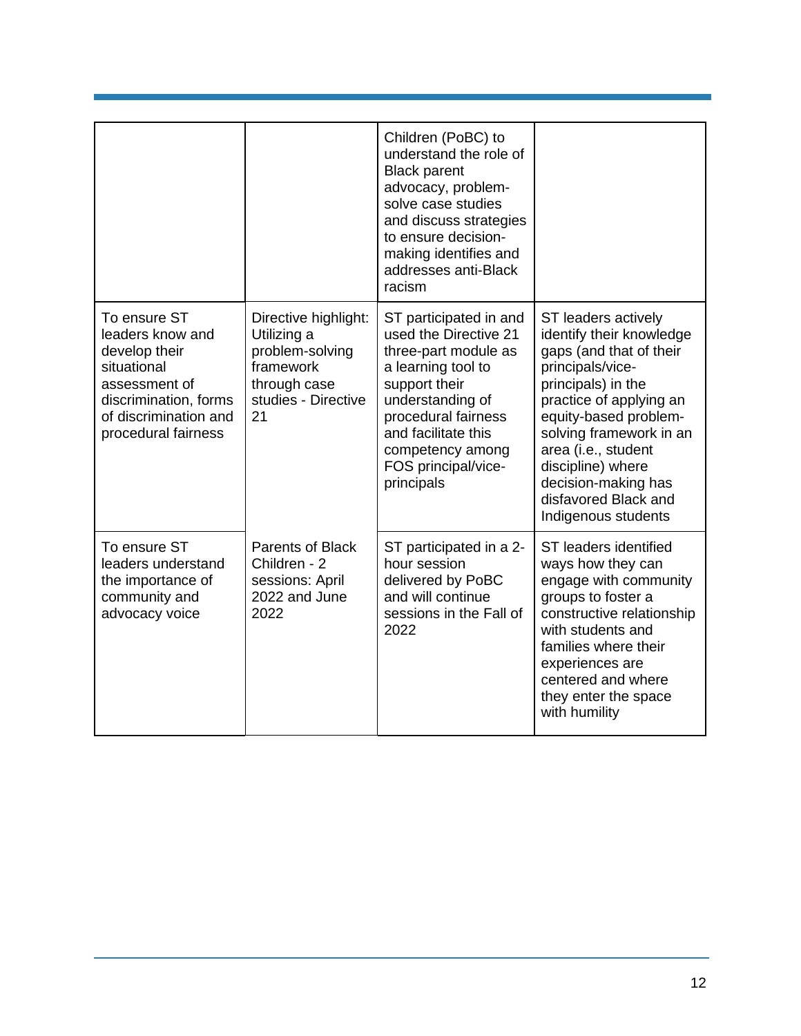| | | | |
|---|---|---|---|
| | | Children (PoBC) to understand the role of Black parent advocacy, problem-solve case studies and discuss strategies to ensure decision-making identifies and addresses anti-Black racism | |
| To ensure ST leaders know and develop their situational assessment of discrimination, forms of discrimination and procedural fairness | Directive highlight: Utilizing a problem-solving framework through case studies - Directive 21 | ST participated in and used the Directive 21 three-part module as a learning tool to support their understanding of procedural fairness and facilitate this competency among FOS principal/vice-principals | ST leaders actively identify their knowledge gaps (and that of their principals/vice-principals) in the practice of applying an equity-based problem-solving framework in an area (i.e., student discipline) where decision-making has disfavored Black and Indigenous students |
| To ensure ST leaders understand the importance of community and advocacy voice | Parents of Black Children - 2 sessions: April 2022 and June 2022 | ST participated in a 2-hour session delivered by PoBC and will continue sessions in the Fall of 2022 | ST leaders identified ways how they can engage with community groups to foster a constructive relationship with students and families where their experiences are centered and where they enter the space with humility |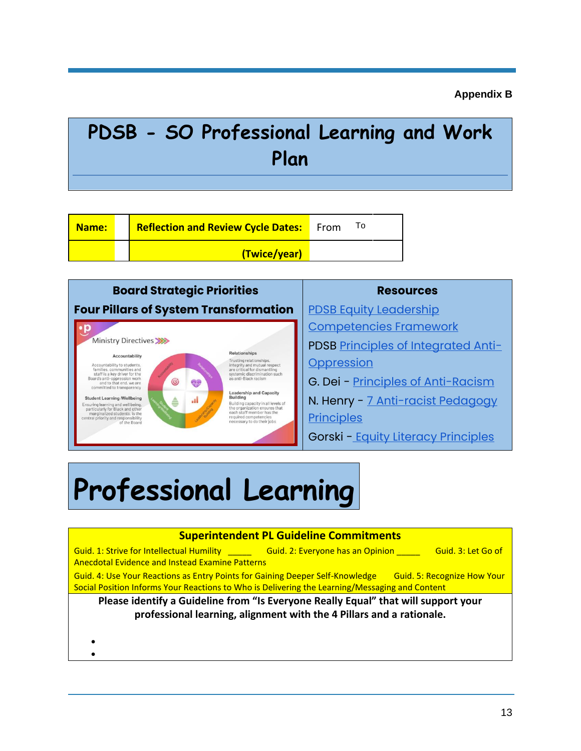**Appendix B**

# PDSB - SO Professional Learning and Work Plan

| **Name:** | | **Reflection and Review Cycle Dates: (Twice/year)** | From | To |
|---|---|---|---|---|

| Board Strategic Priorities<br>Four Pillars of System Transformation | Resources |
|---|---|
| Ministry Directives<br>Accountability: Accountability to students, families, communities and staff is a key driver for the Board's anti-oppression work and to that end, we are committed to transparency<br>Relationships: Trusting relationships, integrity and mutual respect are critical for dismantling systemic discrimination such as anti-Black racism<br>Student Learning /Wellbeing: Ensuring learning and well being, particularly for Black and other marginalized students, is the central priority and responsibility of the Board<br>Leadership and Capacity Building: Building capacity in all levels of the organization ensures that each staff member has the required competencies necessary to do their jobs | PDSB Equity Leadership Competencies Framework<br>PDSB Principles of Integrated Anti-Oppression<br>G. Dei - Principles of Anti-Racism<br>N. Henry - 7 Anti-racist Pedagogy Principles<br>Gorski - Equity Literacy Principles |

# Professional Learning

| **Superintendent PL Guideline Commitments** |
|---|
| Guid. 1: Strive for Intellectual Humility _____ Guid. 2: Everyone has an Opinion _____ Guid. 3: Let Go of Anecdotal Evidence and Instead Examine Patterns<br>Guid. 4: Use Your Reactions as Entry Points for Gaining Deeper Self-Knowledge Guid. 5: Recognize How Your Social Position Informs Your Reactions to Who is Delivering the Learning/Messaging and Content |
| **Please identify a Guideline from "Is Everyone Really Equal" that will support your professional learning, alignment with the 4 Pillars and a rationale.**<br>•<br>• |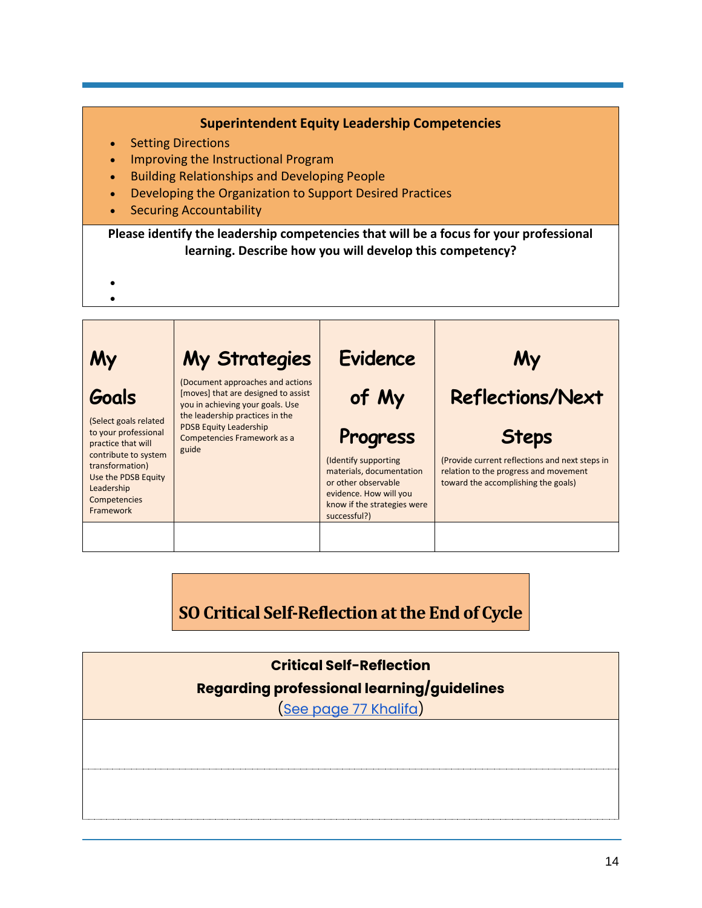**Superintendent Equity Leadership Competencies**

- Setting Directions
- Improving the Instructional Program
- Building Relationships and Developing People
- Developing the Organization to Support Desired Practices
- Securing Accountability

**Please identify the leadership competencies that will be a focus for your professional learning. Describe how you will develop this competency?**

- 
- 

| My Goals (Select goals related to your professional practice that will contribute to system transformation) Use the PDSB Equity Leadership Competencies Framework | My Strategies (Document approaches and actions [moves] that are designed to assist you in achieving your goals. Use the leadership practices in the PDSB Equity Leadership Competencies Framework as a guide | Evidence of My Progress (Identify supporting materials, documentation or other observable evidence. How will you know if the strategies were successful?) | My Reflections/Next Steps (Provide current reflections and next steps in relation to the progress and movement toward the accomplishing the goals) |
|---|---|---|---|
| | | | |

## SO Critical Self-Reflection at the End of Cycle

| Critical Self-Reflection<br>Regarding professional learning/guidelines<br>([See page 77 Khalifa](#)) |
|---|
| |
| |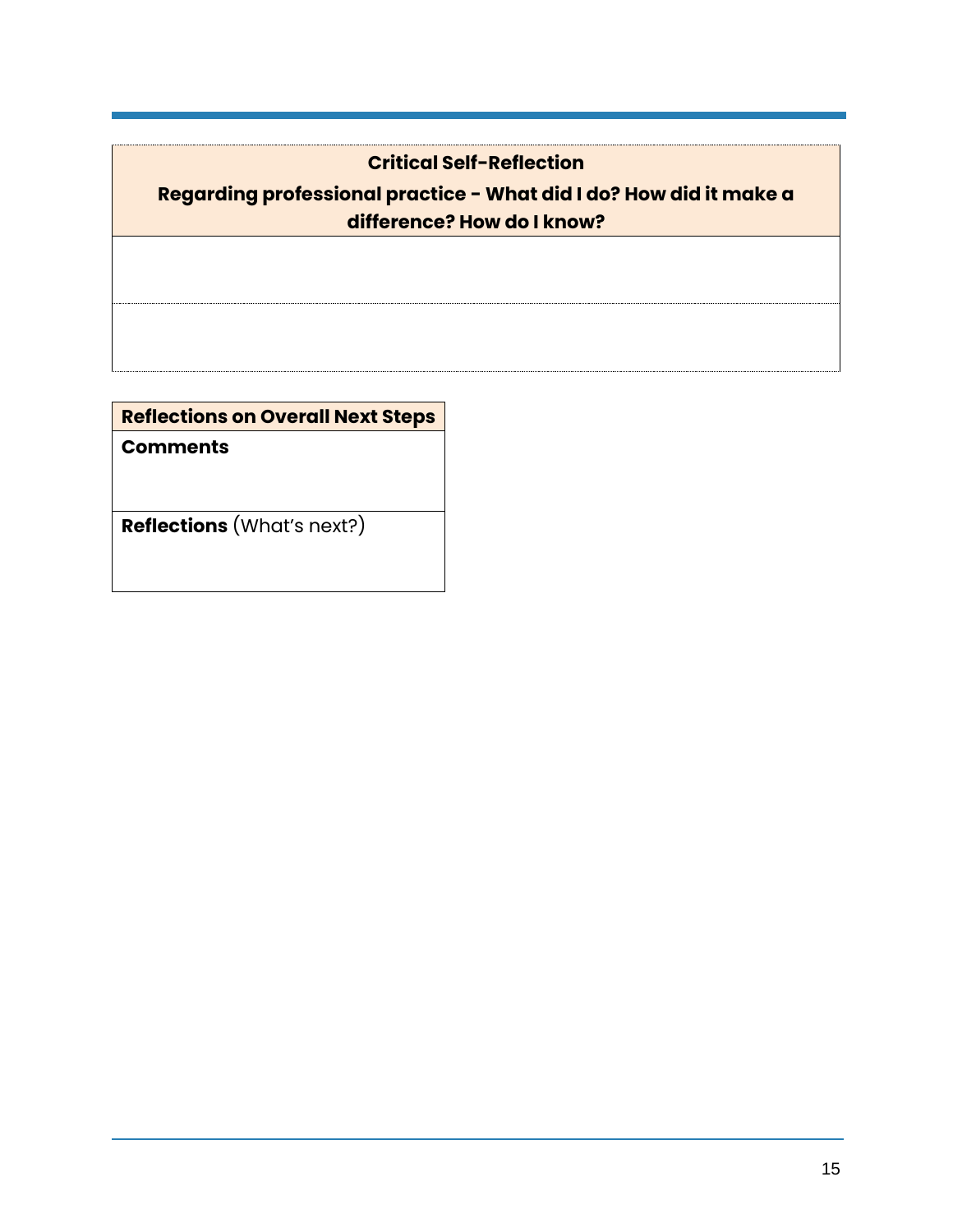| Critical Self-Reflection<br>Regarding professional practice - What did I do? How did it make a difference? How do I know? |
|---|
| |
| |

| Reflections on Overall Next Steps |
|---|
| **Comments** |
| **Reflections** (What's next?) |